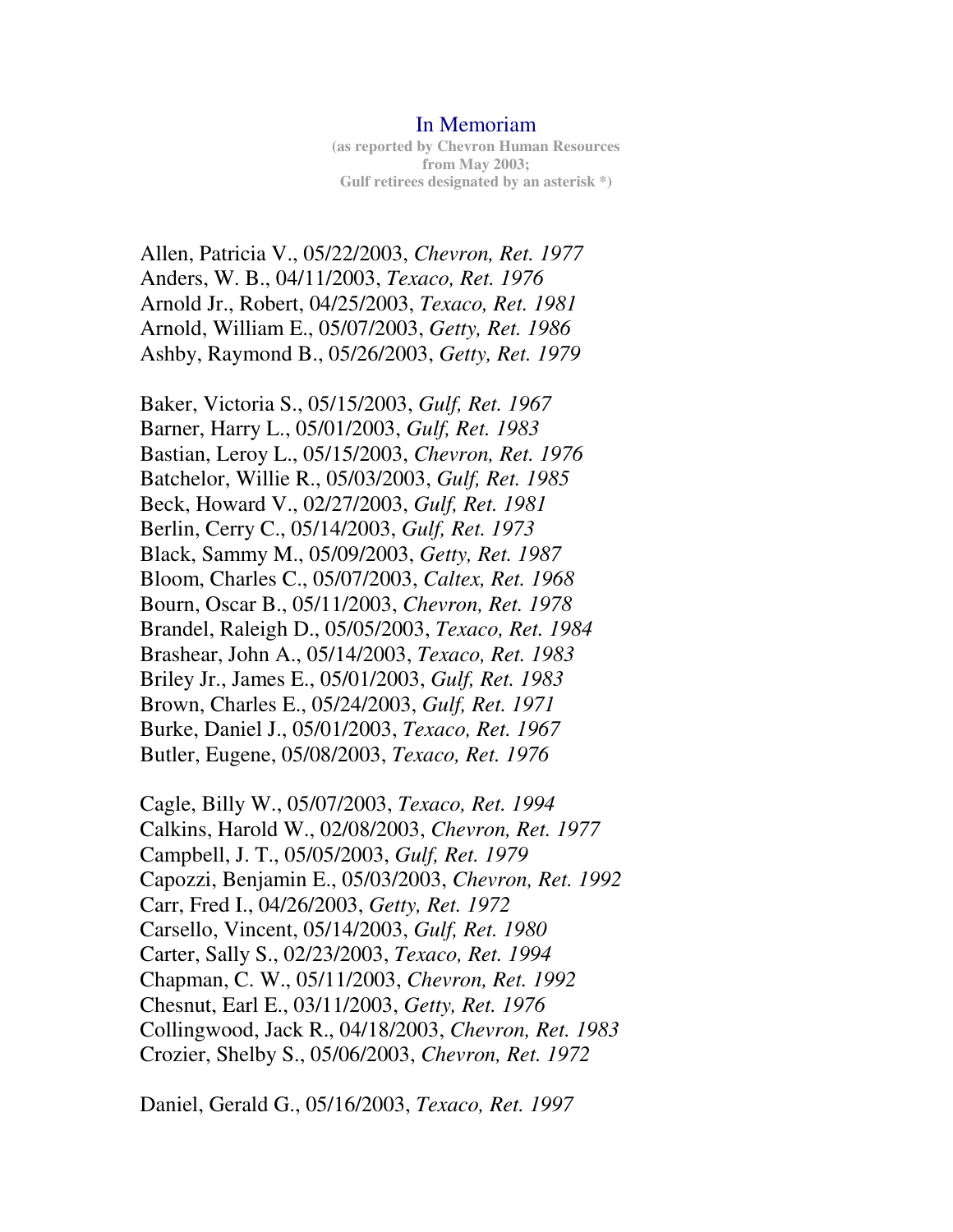# In Memoriam

**(as reported by Chevron Human Resources from May 2003; Gulf retirees designated by an asterisk *)**

Allen, Patricia V., 05/22/2003, *Chevron, Ret. 1977*
Anders, W. B., 04/11/2003, *Texaco, Ret. 1976*
Arnold Jr., Robert, 04/25/2003, *Texaco, Ret. 1981*
Arnold, William E., 05/07/2003, *Getty, Ret. 1986*
Ashby, Raymond B., 05/26/2003, *Getty, Ret. 1979*

Baker, Victoria S., 05/15/2003, *Gulf, Ret. 1967*
Barner, Harry L., 05/01/2003, *Gulf, Ret. 1983*
Bastian, Leroy L., 05/15/2003, *Chevron, Ret. 1976*
Batchelor, Willie R., 05/03/2003, *Gulf, Ret. 1985*
Beck, Howard V., 02/27/2003, *Gulf, Ret. 1981*
Berlin, Cerry C., 05/14/2003, *Gulf, Ret. 1973*
Black, Sammy M., 05/09/2003, *Getty, Ret. 1987*
Bloom, Charles C., 05/07/2003, *Caltex, Ret. 1968*
Bourn, Oscar B., 05/11/2003, *Chevron, Ret. 1978*
Brandel, Raleigh D., 05/05/2003, *Texaco, Ret. 1984*
Brashear, John A., 05/14/2003, *Texaco, Ret. 1983*
Briley Jr., James E., 05/01/2003, *Gulf, Ret. 1983*
Brown, Charles E., 05/24/2003, *Gulf, Ret. 1971*
Burke, Daniel J., 05/01/2003, *Texaco, Ret. 1967*
Butler, Eugene, 05/08/2003, *Texaco, Ret. 1976*

Cagle, Billy W., 05/07/2003, *Texaco, Ret. 1994*
Calkins, Harold W., 02/08/2003, *Chevron, Ret. 1977*
Campbell, J. T., 05/05/2003, *Gulf, Ret. 1979*
Capozzi, Benjamin E., 05/03/2003, *Chevron, Ret. 1992*
Carr, Fred I., 04/26/2003, *Getty, Ret. 1972*
Carsello, Vincent, 05/14/2003, *Gulf, Ret. 1980*
Carter, Sally S., 02/23/2003, *Texaco, Ret. 1994*
Chapman, C. W., 05/11/2003, *Chevron, Ret. 1992*
Chesnut, Earl E., 03/11/2003, *Getty, Ret. 1976*
Collingwood, Jack R., 04/18/2003, *Chevron, Ret. 1983*
Crozier, Shelby S., 05/06/2003, *Chevron, Ret. 1972*

Daniel, Gerald G., 05/16/2003, *Texaco, Ret. 1997*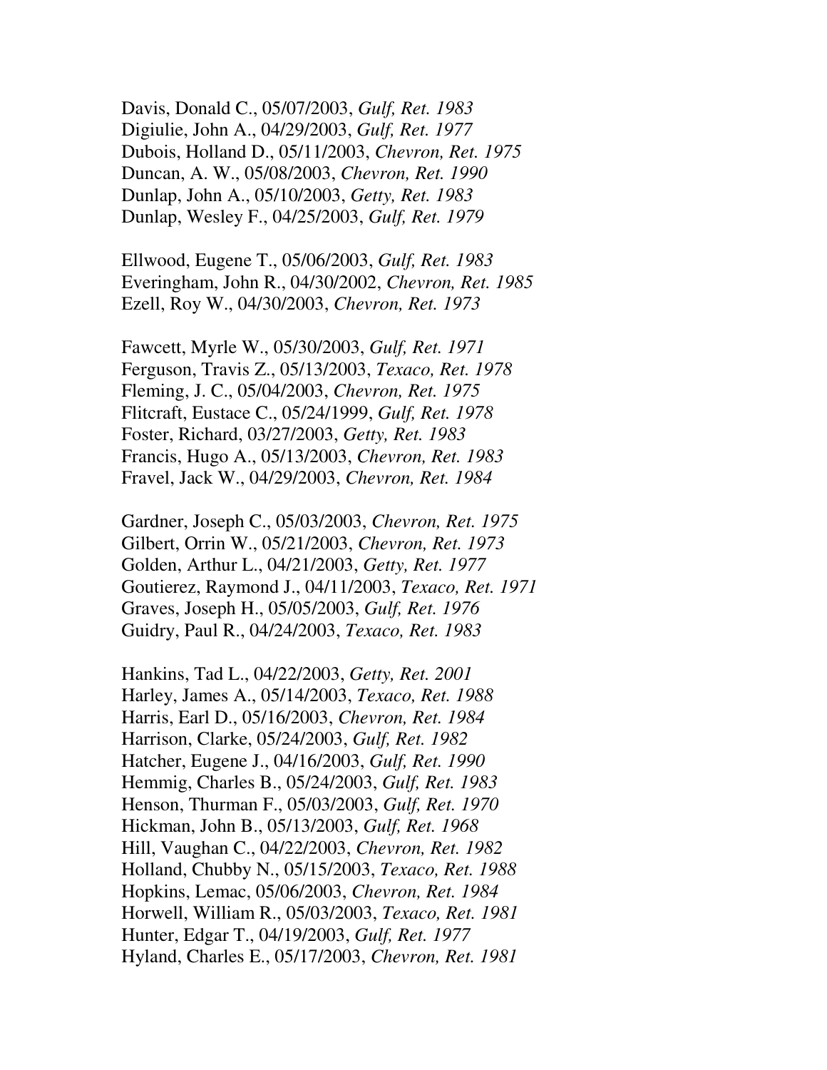Davis, Donald C., 05/07/2003, *Gulf, Ret. 1983*
Digiulie, John A., 04/29/2003, *Gulf, Ret. 1977*
Dubois, Holland D., 05/11/2003, *Chevron, Ret. 1975*
Duncan, A. W., 05/08/2003, *Chevron, Ret. 1990*
Dunlap, John A., 05/10/2003, *Getty, Ret. 1983*
Dunlap, Wesley F., 04/25/2003, *Gulf, Ret. 1979*

Ellwood, Eugene T., 05/06/2003, *Gulf, Ret. 1983*
Everingham, John R., 04/30/2002, *Chevron, Ret. 1985*
Ezell, Roy W., 04/30/2003, *Chevron, Ret. 1973*

Fawcett, Myrle W., 05/30/2003, *Gulf, Ret. 1971*
Ferguson, Travis Z., 05/13/2003, *Texaco, Ret. 1978*
Fleming, J. C., 05/04/2003, *Chevron, Ret. 1975*
Flitcraft, Eustace C., 05/24/1999, *Gulf, Ret. 1978*
Foster, Richard, 03/27/2003, *Getty, Ret. 1983*
Francis, Hugo A., 05/13/2003, *Chevron, Ret. 1983*
Fravel, Jack W., 04/29/2003, *Chevron, Ret. 1984*

Gardner, Joseph C., 05/03/2003, *Chevron, Ret. 1975*
Gilbert, Orrin W., 05/21/2003, *Chevron, Ret. 1973*
Golden, Arthur L., 04/21/2003, *Getty, Ret. 1977*
Goutierez, Raymond J., 04/11/2003, *Texaco, Ret. 1971*
Graves, Joseph H., 05/05/2003, *Gulf, Ret. 1976*
Guidry, Paul R., 04/24/2003, *Texaco, Ret. 1983*

Hankins, Tad L., 04/22/2003, *Getty, Ret. 2001*
Harley, James A., 05/14/2003, *Texaco, Ret. 1988*
Harris, Earl D., 05/16/2003, *Chevron, Ret. 1984*
Harrison, Clarke, 05/24/2003, *Gulf, Ret. 1982*
Hatcher, Eugene J., 04/16/2003, *Gulf, Ret. 1990*
Hemmig, Charles B., 05/24/2003, *Gulf, Ret. 1983*
Henson, Thurman F., 05/03/2003, *Gulf, Ret. 1970*
Hickman, John B., 05/13/2003, *Gulf, Ret. 1968*
Hill, Vaughan C., 04/22/2003, *Chevron, Ret. 1982*
Holland, Chubby N., 05/15/2003, *Texaco, Ret. 1988*
Hopkins, Lemac, 05/06/2003, *Chevron, Ret. 1984*
Horwell, William R., 05/03/2003, *Texaco, Ret. 1981*
Hunter, Edgar T., 04/19/2003, *Gulf, Ret. 1977*
Hyland, Charles E., 05/17/2003, *Chevron, Ret. 1981*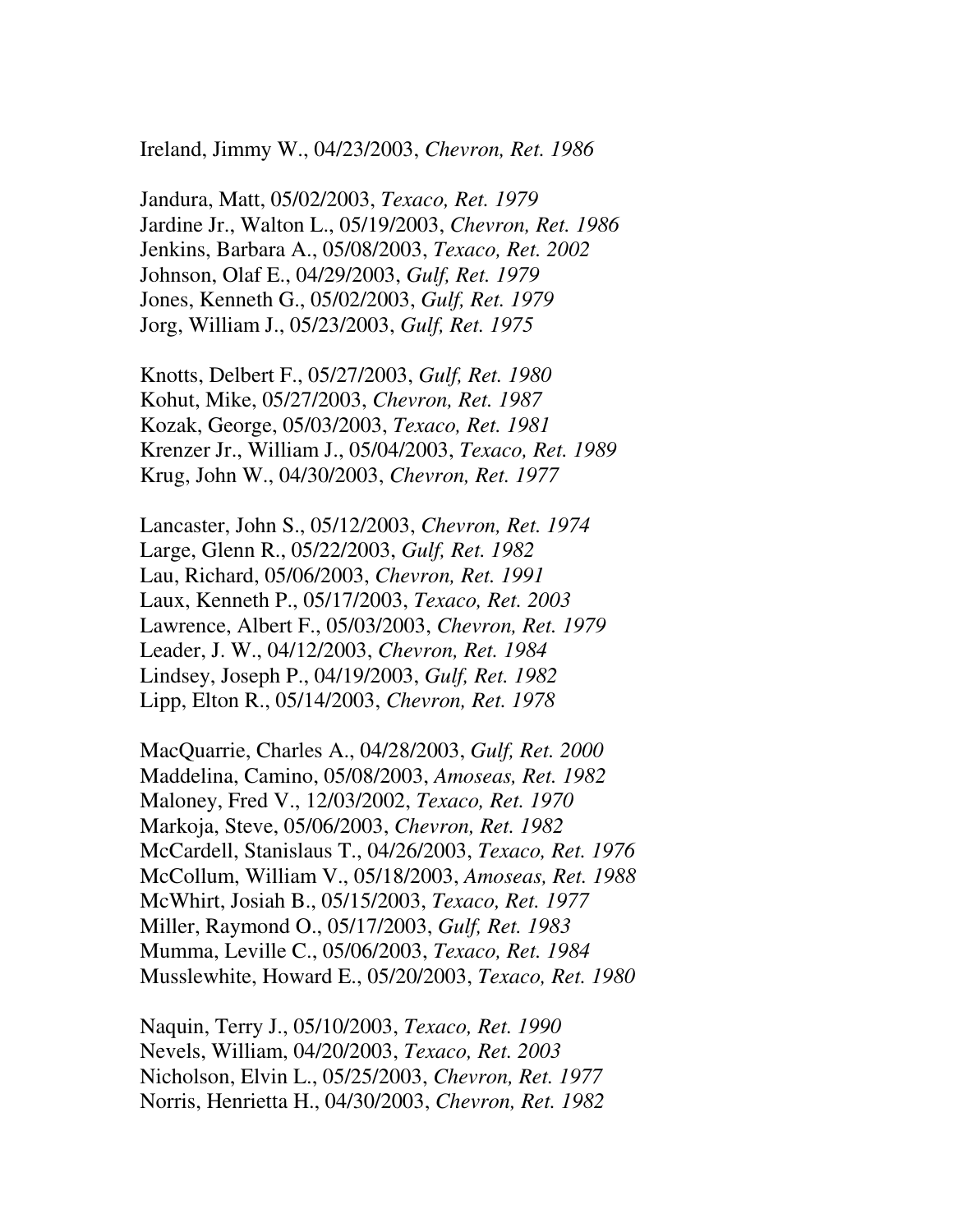Ireland, Jimmy W., 04/23/2003, *Chevron, Ret. 1986*

Jandura, Matt, 05/02/2003, *Texaco, Ret. 1979*
Jardine Jr., Walton L., 05/19/2003, *Chevron, Ret. 1986*
Jenkins, Barbara A., 05/08/2003, *Texaco, Ret. 2002*
Johnson, Olaf E., 04/29/2003, *Gulf, Ret. 1979*
Jones, Kenneth G., 05/02/2003, *Gulf, Ret. 1979*
Jorg, William J., 05/23/2003, *Gulf, Ret. 1975*

Knotts, Delbert F., 05/27/2003, *Gulf, Ret. 1980*
Kohut, Mike, 05/27/2003, *Chevron, Ret. 1987*
Kozak, George, 05/03/2003, *Texaco, Ret. 1981*
Krenzer Jr., William J., 05/04/2003, *Texaco, Ret. 1989*
Krug, John W., 04/30/2003, *Chevron, Ret. 1977*

Lancaster, John S., 05/12/2003, *Chevron, Ret. 1974*
Large, Glenn R., 05/22/2003, *Gulf, Ret. 1982*
Lau, Richard, 05/06/2003, *Chevron, Ret. 1991*
Laux, Kenneth P., 05/17/2003, *Texaco, Ret. 2003*
Lawrence, Albert F., 05/03/2003, *Chevron, Ret. 1979*
Leader, J. W., 04/12/2003, *Chevron, Ret. 1984*
Lindsey, Joseph P., 04/19/2003, *Gulf, Ret. 1982*
Lipp, Elton R., 05/14/2003, *Chevron, Ret. 1978*

MacQuarrie, Charles A., 04/28/2003, *Gulf, Ret. 2000*
Maddelina, Camino, 05/08/2003, *Amoseas, Ret. 1982*
Maloney, Fred V., 12/03/2002, *Texaco, Ret. 1970*
Markoja, Steve, 05/06/2003, *Chevron, Ret. 1982*
McCardell, Stanislaus T., 04/26/2003, *Texaco, Ret. 1976*
McCollum, William V., 05/18/2003, *Amoseas, Ret. 1988*
McWhirt, Josiah B., 05/15/2003, *Texaco, Ret. 1977*
Miller, Raymond O., 05/17/2003, *Gulf, Ret. 1983*
Mumma, Leville C., 05/06/2003, *Texaco, Ret. 1984*
Musslewhite, Howard E., 05/20/2003, *Texaco, Ret. 1980*

Naquin, Terry J., 05/10/2003, *Texaco, Ret. 1990*
Nevels, William, 04/20/2003, *Texaco, Ret. 2003*
Nicholson, Elvin L., 05/25/2003, *Chevron, Ret. 1977*
Norris, Henrietta H., 04/30/2003, *Chevron, Ret. 1982*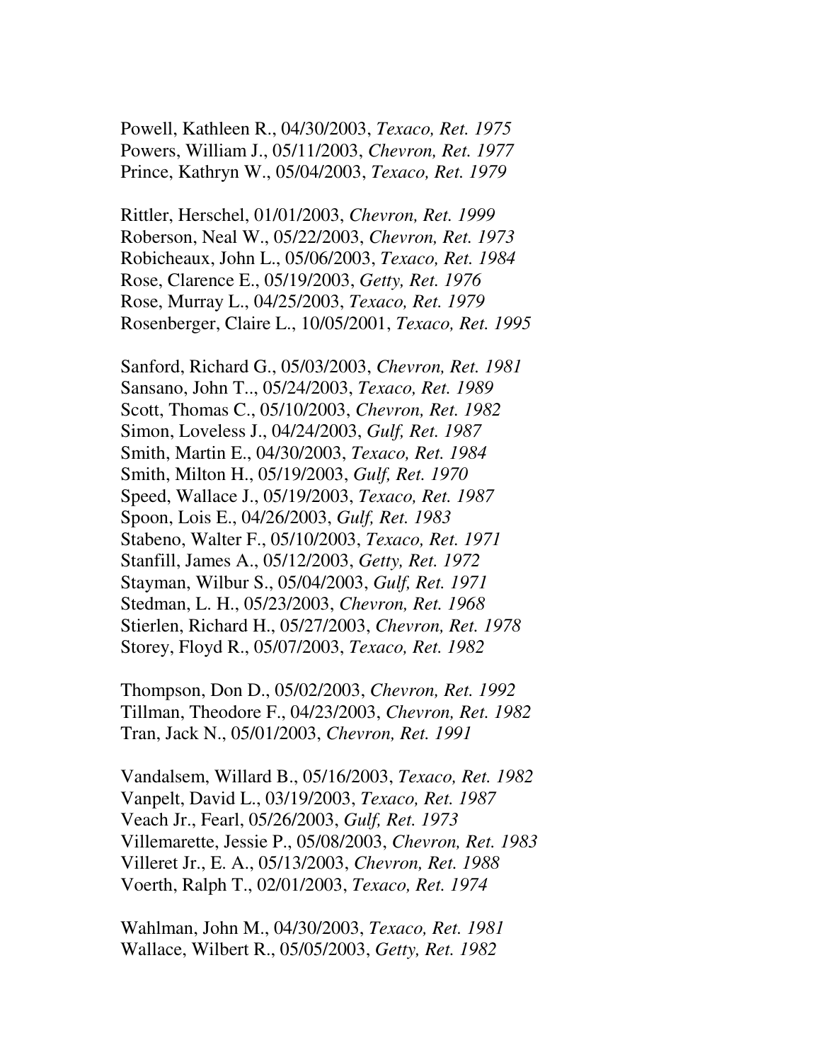Powell, Kathleen R., 04/30/2003, *Texaco, Ret. 1975*
Powers, William J., 05/11/2003, *Chevron, Ret. 1977*
Prince, Kathryn W., 05/04/2003, *Texaco, Ret. 1979*

Rittler, Herschel, 01/01/2003, *Chevron, Ret. 1999*
Roberson, Neal W., 05/22/2003, *Chevron, Ret. 1973*
Robicheaux, John L., 05/06/2003, *Texaco, Ret. 1984*
Rose, Clarence E., 05/19/2003, *Getty, Ret. 1976*
Rose, Murray L., 04/25/2003, *Texaco, Ret. 1979*
Rosenberger, Claire L., 10/05/2001, *Texaco, Ret. 1995*

Sanford, Richard G., 05/03/2003, *Chevron, Ret. 1981*
Sansano, John T.., 05/24/2003, *Texaco, Ret. 1989*
Scott, Thomas C., 05/10/2003, *Chevron, Ret. 1982*
Simon, Loveless J., 04/24/2003, *Gulf, Ret. 1987*
Smith, Martin E., 04/30/2003, *Texaco, Ret. 1984*
Smith, Milton H., 05/19/2003, *Gulf, Ret. 1970*
Speed, Wallace J., 05/19/2003, *Texaco, Ret. 1987*
Spoon, Lois E., 04/26/2003, *Gulf, Ret. 1983*
Stabeno, Walter F., 05/10/2003, *Texaco, Ret. 1971*
Stanfill, James A., 05/12/2003, *Getty, Ret. 1972*
Stayman, Wilbur S., 05/04/2003, *Gulf, Ret. 1971*
Stedman, L. H., 05/23/2003, *Chevron, Ret. 1968*
Stierlen, Richard H., 05/27/2003, *Chevron, Ret. 1978*
Storey, Floyd R., 05/07/2003, *Texaco, Ret. 1982*

Thompson, Don D., 05/02/2003, *Chevron, Ret. 1992*
Tillman, Theodore F., 04/23/2003, *Chevron, Ret. 1982*
Tran, Jack N., 05/01/2003, *Chevron, Ret. 1991*

Vandalsem, Willard B., 05/16/2003, *Texaco, Ret. 1982*
Vanpelt, David L., 03/19/2003, *Texaco, Ret. 1987*
Veach Jr., Fearl, 05/26/2003, *Gulf, Ret. 1973*
Villemarette, Jessie P., 05/08/2003, *Chevron, Ret. 1983*
Villeret Jr., E. A., 05/13/2003, *Chevron, Ret. 1988*
Voerth, Ralph T., 02/01/2003, *Texaco, Ret. 1974*

Wahlman, John M., 04/30/2003, *Texaco, Ret. 1981*
Wallace, Wilbert R., 05/05/2003, *Getty, Ret. 1982*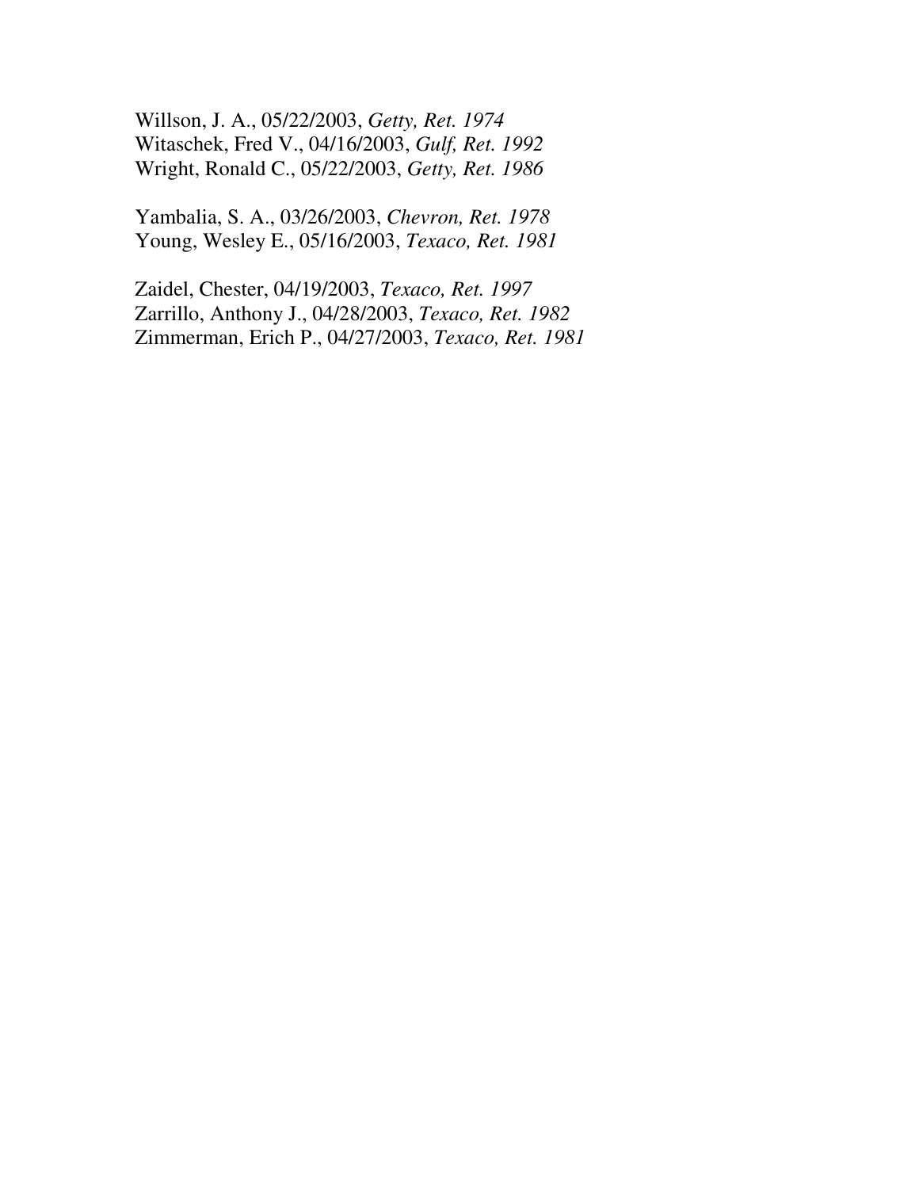Willson, J. A., 05/22/2003, *Getty, Ret. 1974*
Witaschek, Fred V., 04/16/2003, *Gulf, Ret. 1992*
Wright, Ronald C., 05/22/2003, *Getty, Ret. 1986*

Yambalia, S. A., 03/26/2003, *Chevron, Ret. 1978*
Young, Wesley E., 05/16/2003, *Texaco, Ret. 1981*

Zaidel, Chester, 04/19/2003, *Texaco, Ret. 1997*
Zarrillo, Anthony J., 04/28/2003, *Texaco, Ret. 1982*
Zimmerman, Erich P., 04/27/2003, *Texaco, Ret. 1981*